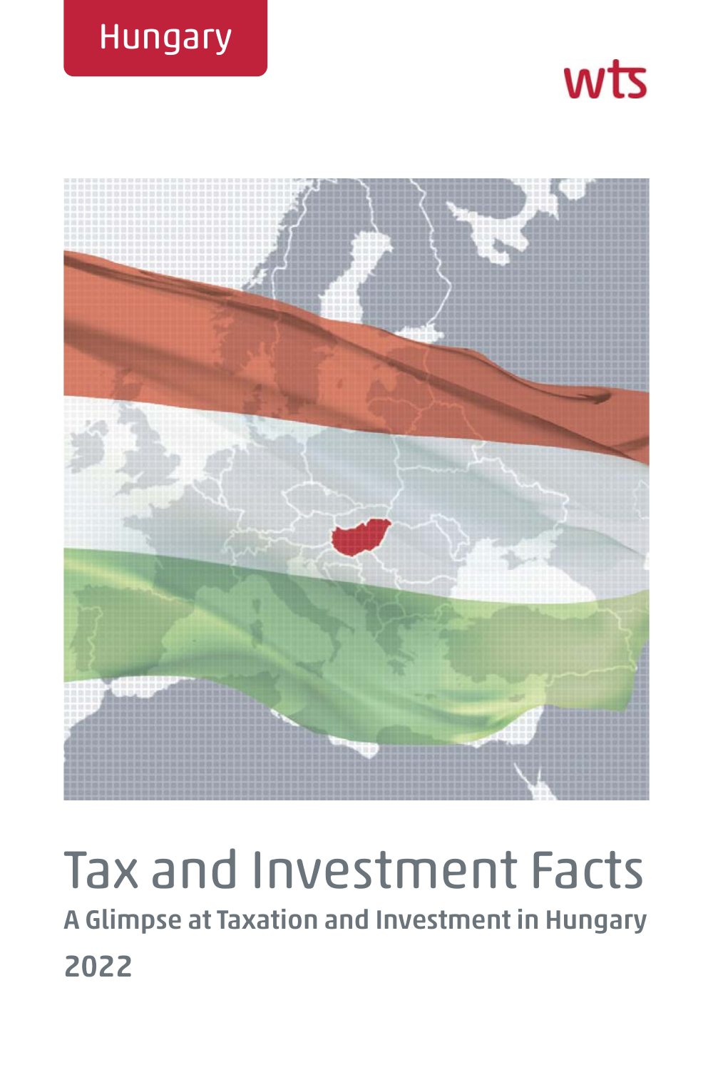Hungary

wts

# Tax and Investment Facts

## A Glimpse at Taxation and Investment in Hungary

## 2022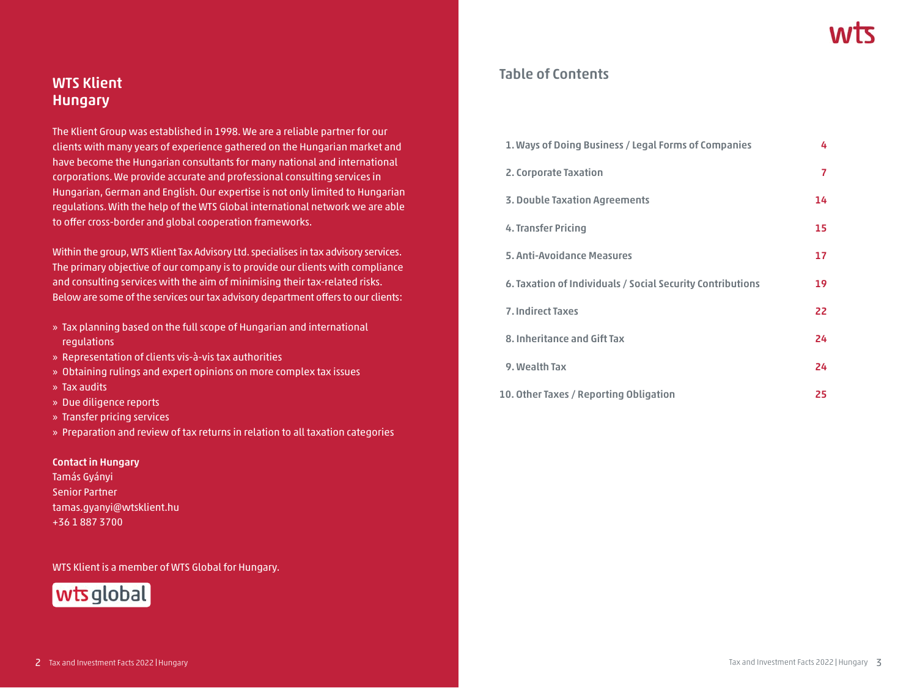## WTS Klient Hungary

The Klient Group was established in 1998. We are a reliable partner for our clients with many years of experience gathered on the Hungarian market and have become the Hungarian consultants for many national and international corporations. We provide accurate and professional consulting services in Hungarian, German and English. Our expertise is not only limited to Hungarian regulations. With the help of the WTS Global international network we are able to offer cross-border and global cooperation frameworks.

Within the group, WTS Klient Tax Advisory Ltd. specialises in tax advisory services. The primary objective of our company is to provide our clients with compliance and consulting services with the aim of minimising their tax-related risks. Below are some of the services our tax advisory department offers to our clients:

- Tax planning based on the full scope of Hungarian and international regulations
- Representation of clients vis-à-vis tax authorities
- Obtaining rulings and expert opinions on more complex tax issues
- Tax audits
- Due diligence reports
- Transfer pricing services
- Preparation and review of tax returns in relation to all taxation categories

**Contact in Hungary**
Tamás Gyányi
Senior Partner
tamas.gyanyi@wtsklient.hu
+36 1 887 3700

WTS Klient is a member of WTS Global for Hungary.

## Table of Contents

| | |
|---|---|
| 1. Ways of Doing Business / Legal Forms of Companies | 4 |
| 2. Corporate Taxation | 7 |
| 3. Double Taxation Agreements | 14 |
| 4. Transfer Pricing | 15 |
| 5. Anti-Avoidance Measures | 17 |
| 6. Taxation of Individuals / Social Security Contributions | 19 |
| 7. Indirect Taxes | 22 |
| 8. Inheritance and Gift Tax | 24 |
| 9. Wealth Tax | 24 |
| 10. Other Taxes / Reporting Obligation | 25 |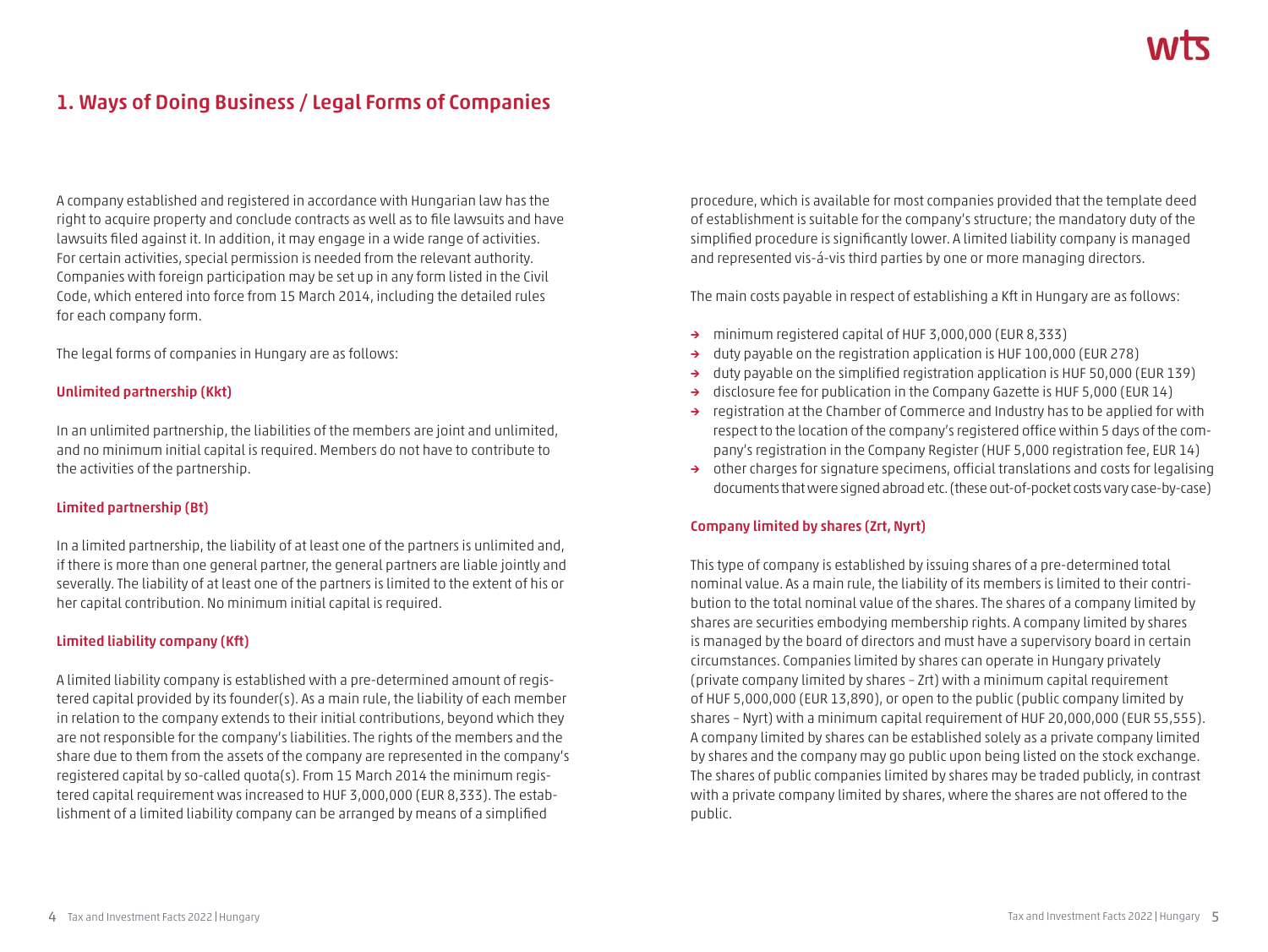# 1. Ways of Doing Business / Legal Forms of Companies

A company established and registered in accordance with Hungarian law has the right to acquire property and conclude contracts as well as to file lawsuits and have lawsuits filed against it. In addition, it may engage in a wide range of activities. For certain activities, special permission is needed from the relevant authority. Companies with foreign participation may be set up in any form listed in the Civil Code, which entered into force from 15 March 2014, including the detailed rules for each company form.

The legal forms of companies in Hungary are as follows:

### Unlimited partnership (Kkt)

In an unlimited partnership, the liabilities of the members are joint and unlimited, and no minimum initial capital is required. Members do not have to contribute to the activities of the partnership.

### Limited partnership (Bt)

In a limited partnership, the liability of at least one of the partners is unlimited and, if there is more than one general partner, the general partners are liable jointly and severally. The liability of at least one of the partners is limited to the extent of his or her capital contribution. No minimum initial capital is required.

### Limited liability company (Kft)

A limited liability company is established with a pre-determined amount of registered capital provided by its founder(s). As a main rule, the liability of each member in relation to the company extends to their initial contributions, beyond which they are not responsible for the company's liabilities. The rights of the members and the share due to them from the assets of the company are represented in the company's registered capital by so-called quota(s). From 15 March 2014 the minimum registered capital requirement was increased to HUF 3,000,000 (EUR 8,333). The establishment of a limited liability company can be arranged by means of a simplified procedure, which is available for most companies provided that the template deed of establishment is suitable for the company's structure; the mandatory duty of the simplified procedure is significantly lower. A limited liability company is managed and represented vis-á-vis third parties by one or more managing directors.

The main costs payable in respect of establishing a Kft in Hungary are as follows:

- minimum registered capital of HUF 3,000,000 (EUR 8,333)
- duty payable on the registration application is HUF 100,000 (EUR 278)
- duty payable on the simplified registration application is HUF 50,000 (EUR 139)
- disclosure fee for publication in the Company Gazette is HUF 5,000 (EUR 14)
- registration at the Chamber of Commerce and Industry has to be applied for with respect to the location of the company's registered office within 5 days of the company's registration in the Company Register (HUF 5,000 registration fee, EUR 14)
- other charges for signature specimens, official translations and costs for legalising documents that were signed abroad etc. (these out-of-pocket costs vary case-by-case)

### Company limited by shares (Zrt, Nyrt)

This type of company is established by issuing shares of a pre-determined total nominal value. As a main rule, the liability of its members is limited to their contribution to the total nominal value of the shares. The shares of a company limited by shares are securities embodying membership rights. A company limited by shares is managed by the board of directors and must have a supervisory board in certain circumstances. Companies limited by shares can operate in Hungary privately (private company limited by shares – Zrt) with a minimum capital requirement of HUF 5,000,000 (EUR 13,890), or open to the public (public company limited by shares – Nyrt) with a minimum capital requirement of HUF 20,000,000 (EUR 55,555). A company limited by shares can be established solely as a private company limited by shares and the company may go public upon being listed on the stock exchange. The shares of public companies limited by shares may be traded publicly, in contrast with a private company limited by shares, where the shares are not offered to the public.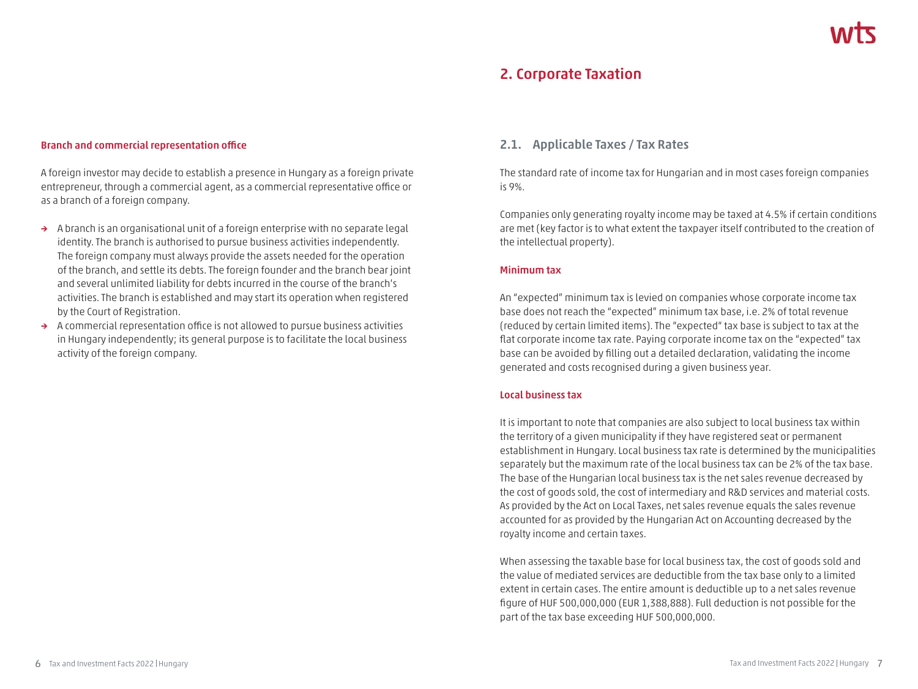### Branch and commercial representation office

A foreign investor may decide to establish a presence in Hungary as a foreign private entrepreneur, through a commercial agent, as a commercial representative office or as a branch of a foreign company.

- A branch is an organisational unit of a foreign enterprise with no separate legal identity. The branch is authorised to pursue business activities independently. The foreign company must always provide the assets needed for the operation of the branch, and settle its debts. The foreign founder and the branch bear joint and several unlimited liability for debts incurred in the course of the branch's activities. The branch is established and may start its operation when registered by the Court of Registration.
- A commercial representation office is not allowed to pursue business activities in Hungary independently; its general purpose is to facilitate the local business activity of the foreign company.

# 2. Corporate Taxation

## 2.1. Applicable Taxes / Tax Rates

The standard rate of income tax for Hungarian and in most cases foreign companies is 9%.

Companies only generating royalty income may be taxed at 4.5% if certain conditions are met (key factor is to what extent the taxpayer itself contributed to the creation of the intellectual property).

### Minimum tax

An "expected" minimum tax is levied on companies whose corporate income tax base does not reach the "expected" minimum tax base, i.e. 2% of total revenue (reduced by certain limited items). The "expected" tax base is subject to tax at the flat corporate income tax rate. Paying corporate income tax on the "expected" tax base can be avoided by filling out a detailed declaration, validating the income generated and costs recognised during a given business year.

### Local business tax

It is important to note that companies are also subject to local business tax within the territory of a given municipality if they have registered seat or permanent establishment in Hungary. Local business tax rate is determined by the municipalities separately but the maximum rate of the local business tax can be 2% of the tax base. The base of the Hungarian local business tax is the net sales revenue decreased by the cost of goods sold, the cost of intermediary and R&D services and material costs. As provided by the Act on Local Taxes, net sales revenue equals the sales revenue accounted for as provided by the Hungarian Act on Accounting decreased by the royalty income and certain taxes.

When assessing the taxable base for local business tax, the cost of goods sold and the value of mediated services are deductible from the tax base only to a limited extent in certain cases. The entire amount is deductible up to a net sales revenue figure of HUF 500,000,000 (EUR 1,388,888). Full deduction is not possible for the part of the tax base exceeding HUF 500,000,000.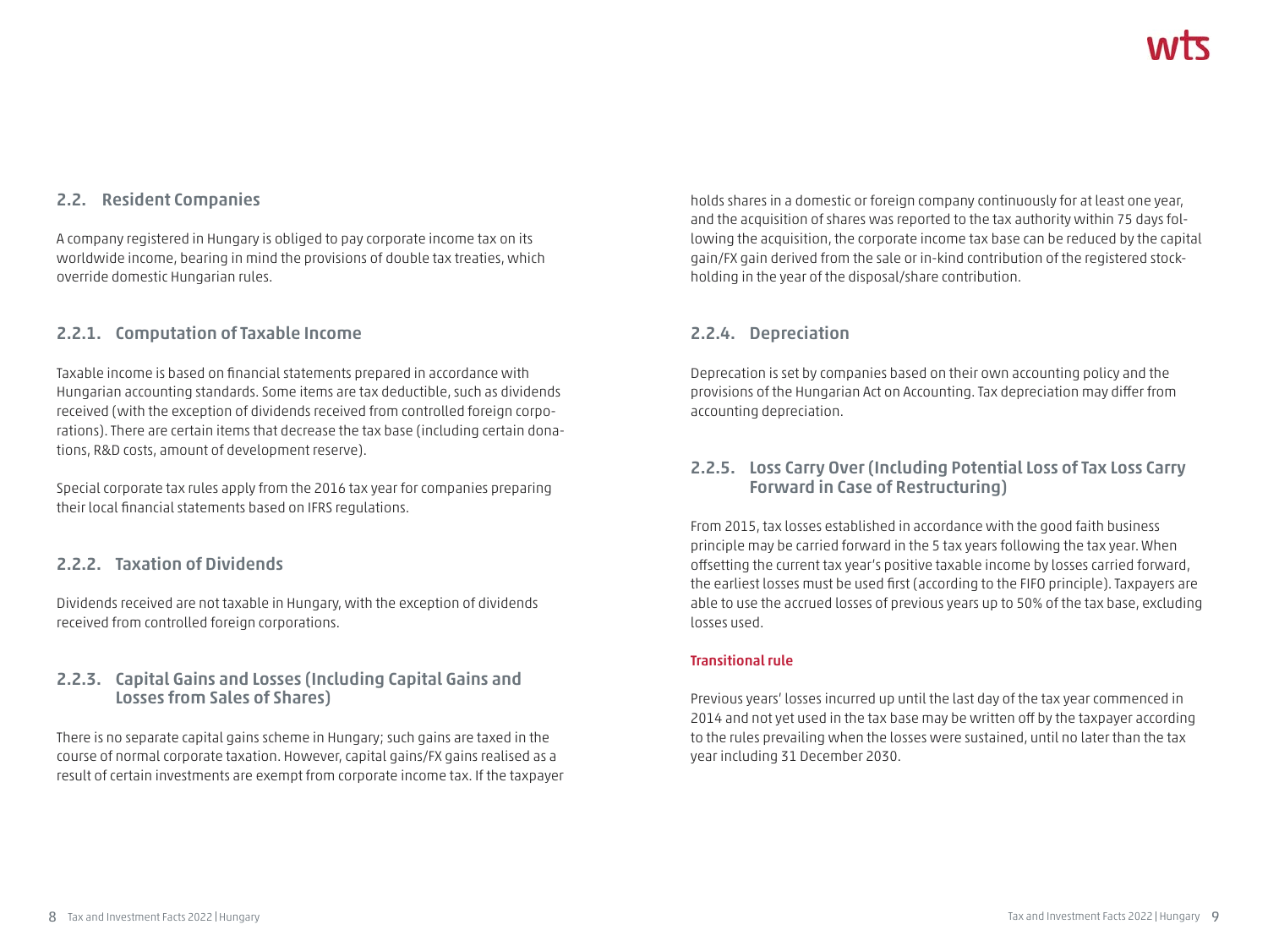## 2.2. Resident Companies

A company registered in Hungary is obliged to pay corporate income tax on its worldwide income, bearing in mind the provisions of double tax treaties, which override domestic Hungarian rules.

### 2.2.1. Computation of Taxable Income

Taxable income is based on financial statements prepared in accordance with Hungarian accounting standards. Some items are tax deductible, such as dividends received (with the exception of dividends received from controlled foreign corporations). There are certain items that decrease the tax base (including certain donations, R&D costs, amount of development reserve).

Special corporate tax rules apply from the 2016 tax year for companies preparing their local financial statements based on IFRS regulations.

### 2.2.2. Taxation of Dividends

Dividends received are not taxable in Hungary, with the exception of dividends received from controlled foreign corporations.

### 2.2.3. Capital Gains and Losses (Including Capital Gains and Losses from Sales of Shares)

There is no separate capital gains scheme in Hungary; such gains are taxed in the course of normal corporate taxation. However, capital gains/FX gains realised as a result of certain investments are exempt from corporate income tax. If the taxpayer holds shares in a domestic or foreign company continuously for at least one year, and the acquisition of shares was reported to the tax authority within 75 days following the acquisition, the corporate income tax base can be reduced by the capital gain/FX gain derived from the sale or in-kind contribution of the registered stockholding in the year of the disposal/share contribution.

### 2.2.4. Depreciation

Deprecation is set by companies based on their own accounting policy and the provisions of the Hungarian Act on Accounting. Tax depreciation may differ from accounting depreciation.

### 2.2.5. Loss Carry Over (Including Potential Loss of Tax Loss Carry Forward in Case of Restructuring)

From 2015, tax losses established in accordance with the good faith business principle may be carried forward in the 5 tax years following the tax year. When offsetting the current tax year's positive taxable income by losses carried forward, the earliest losses must be used first (according to the FIFO principle). Taxpayers are able to use the accrued losses of previous years up to 50% of the tax base, excluding losses used.

**Transitional rule**

Previous years' losses incurred up until the last day of the tax year commenced in 2014 and not yet used in the tax base may be written off by the taxpayer according to the rules prevailing when the losses were sustained, until no later than the tax year including 31 December 2030.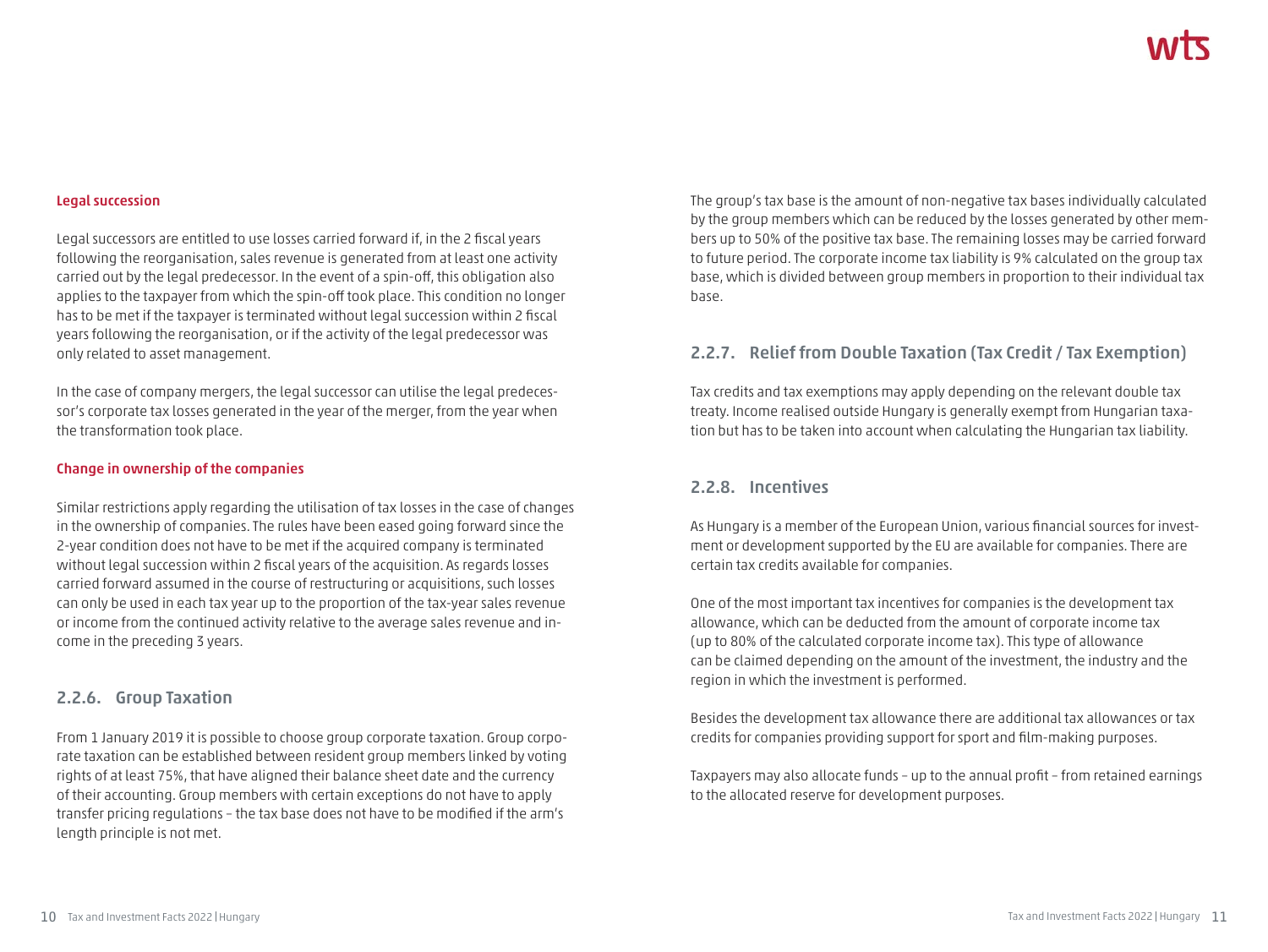#### Legal succession

Legal successors are entitled to use losses carried forward if, in the 2 fiscal years following the reorganisation, sales revenue is generated from at least one activity carried out by the legal predecessor. In the event of a spin-off, this obligation also applies to the taxpayer from which the spin-off took place. This condition no longer has to be met if the taxpayer is terminated without legal succession within 2 fiscal years following the reorganisation, or if the activity of the legal predecessor was only related to asset management.

In the case of company mergers, the legal successor can utilise the legal predecessor's corporate tax losses generated in the year of the merger, from the year when the transformation took place.

#### Change in ownership of the companies

Similar restrictions apply regarding the utilisation of tax losses in the case of changes in the ownership of companies. The rules have been eased going forward since the 2-year condition does not have to be met if the acquired company is terminated without legal succession within 2 fiscal years of the acquisition. As regards losses carried forward assumed in the course of restructuring or acquisitions, such losses can only be used in each tax year up to the proportion of the tax-year sales revenue or income from the continued activity relative to the average sales revenue and income in the preceding 3 years.

### 2.2.6. Group Taxation

From 1 January 2019 it is possible to choose group corporate taxation. Group corporate taxation can be established between resident group members linked by voting rights of at least 75%, that have aligned their balance sheet date and the currency of their accounting. Group members with certain exceptions do not have to apply transfer pricing regulations – the tax base does not have to be modified if the arm's length principle is not met.

The group's tax base is the amount of non-negative tax bases individually calculated by the group members which can be reduced by the losses generated by other members up to 50% of the positive tax base. The remaining losses may be carried forward to future period. The corporate income tax liability is 9% calculated on the group tax base, which is divided between group members in proportion to their individual tax base.

### 2.2.7. Relief from Double Taxation (Tax Credit / Tax Exemption)

Tax credits and tax exemptions may apply depending on the relevant double tax treaty. Income realised outside Hungary is generally exempt from Hungarian taxation but has to be taken into account when calculating the Hungarian tax liability.

### 2.2.8. Incentives

As Hungary is a member of the European Union, various financial sources for investment or development supported by the EU are available for companies. There are certain tax credits available for companies.

One of the most important tax incentives for companies is the development tax allowance, which can be deducted from the amount of corporate income tax (up to 80% of the calculated corporate income tax). This type of allowance can be claimed depending on the amount of the investment, the industry and the region in which the investment is performed.

Besides the development tax allowance there are additional tax allowances or tax credits for companies providing support for sport and film-making purposes.

Taxpayers may also allocate funds – up to the annual profit – from retained earnings to the allocated reserve for development purposes.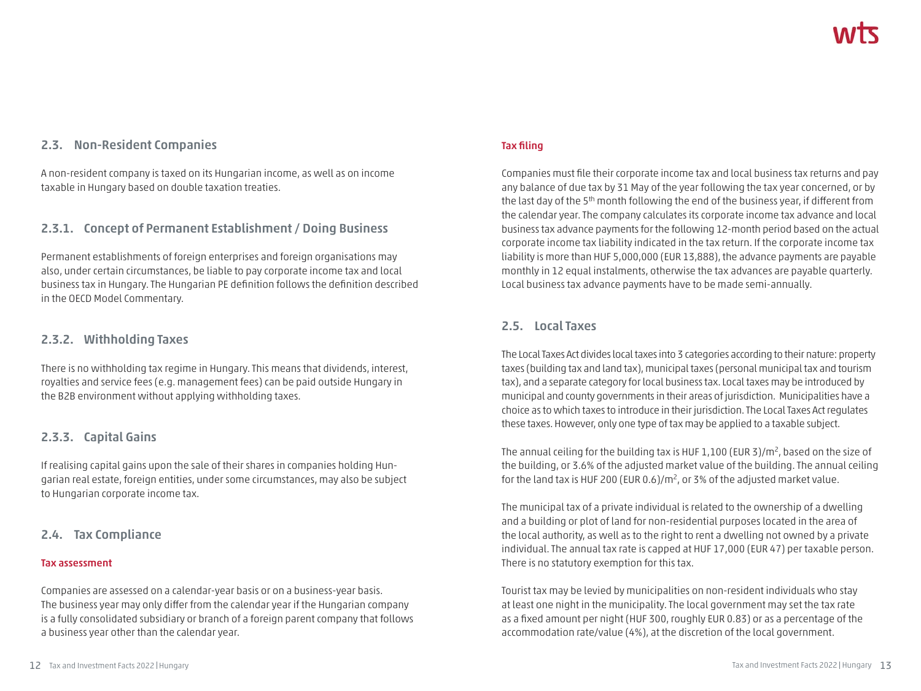## 2.3. Non-Resident Companies

A non-resident company is taxed on its Hungarian income, as well as on income taxable in Hungary based on double taxation treaties.

### 2.3.1. Concept of Permanent Establishment / Doing Business

Permanent establishments of foreign enterprises and foreign organisations may also, under certain circumstances, be liable to pay corporate income tax and local business tax in Hungary. The Hungarian PE definition follows the definition described in the OECD Model Commentary.

### 2.3.2. Withholding Taxes

There is no withholding tax regime in Hungary. This means that dividends, interest, royalties and service fees (e.g. management fees) can be paid outside Hungary in the B2B environment without applying withholding taxes.

### 2.3.3. Capital Gains

If realising capital gains upon the sale of their shares in companies holding Hungarian real estate, foreign entities, under some circumstances, may also be subject to Hungarian corporate income tax.

## 2.4. Tax Compliance

**Tax assessment**

Companies are assessed on a calendar-year basis or on a business-year basis. The business year may only differ from the calendar year if the Hungarian company is a fully consolidated subsidiary or branch of a foreign parent company that follows a business year other than the calendar year.

**Tax filing**

Companies must file their corporate income tax and local business tax returns and pay any balance of due tax by 31 May of the year following the tax year concerned, or by the last day of the 5th month following the end of the business year, if different from the calendar year. The company calculates its corporate income tax advance and local business tax advance payments for the following 12-month period based on the actual corporate income tax liability indicated in the tax return. If the corporate income tax liability is more than HUF 5,000,000 (EUR 13,888), the advance payments are payable monthly in 12 equal instalments, otherwise the tax advances are payable quarterly. Local business tax advance payments have to be made semi-annually.

## 2.5. Local Taxes

The Local Taxes Act divides local taxes into 3 categories according to their nature: property taxes (building tax and land tax), municipal taxes (personal municipal tax and tourism tax), and a separate category for local business tax. Local taxes may be introduced by municipal and county governments in their areas of jurisdiction. Municipalities have a choice as to which taxes to introduce in their jurisdiction. The Local Taxes Act regulates these taxes. However, only one type of tax may be applied to a taxable subject.

The annual ceiling for the building tax is HUF 1,100 (EUR 3)/m$^2$, based on the size of the building, or 3.6% of the adjusted market value of the building. The annual ceiling for the land tax is HUF 200 (EUR 0.6)/m$^2$, or 3% of the adjusted market value.

The municipal tax of a private individual is related to the ownership of a dwelling and a building or plot of land for non-residential purposes located in the area of the local authority, as well as to the right to rent a dwelling not owned by a private individual. The annual tax rate is capped at HUF 17,000 (EUR 47) per taxable person. There is no statutory exemption for this tax.

Tourist tax may be levied by municipalities on non-resident individuals who stay at least one night in the municipality. The local government may set the tax rate as a fixed amount per night (HUF 300, roughly EUR 0.83) or as a percentage of the accommodation rate/value (4%), at the discretion of the local government.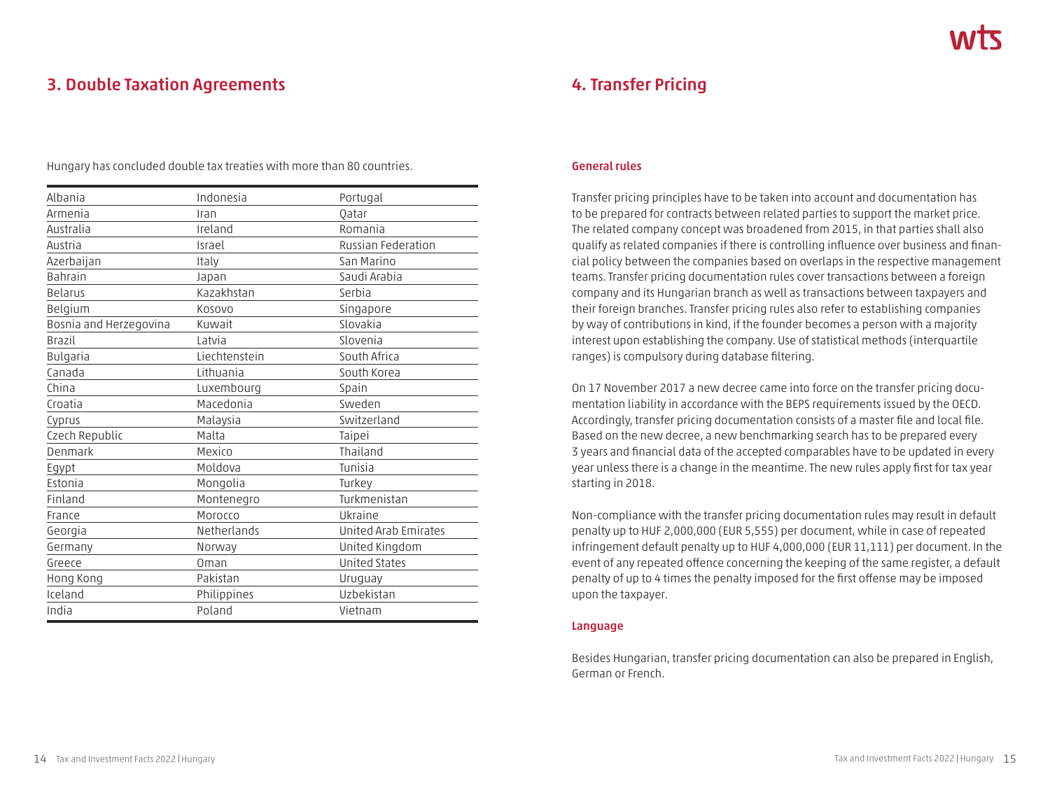## 3. Double Taxation Agreements

Hungary has concluded double tax treaties with more than 80 countries.

| | | |
|---|---|---|
| Albania | Indonesia | Portugal |
| Armenia | Iran | Qatar |
| Australia | Ireland | Romania |
| Austria | Israel | Russian Federation |
| Azerbaijan | Italy | San Marino |
| Bahrain | Japan | Saudi Arabia |
| Belarus | Kazakhstan | Serbia |
| Belgium | Kosovo | Singapore |
| Bosnia and Herzegovina | Kuwait | Slovakia |
| Brazil | Latvia | Slovenia |
| Bulgaria | Liechtenstein | South Africa |
| Canada | Lithuania | South Korea |
| China | Luxembourg | Spain |
| Croatia | Macedonia | Sweden |
| Cyprus | Malaysia | Switzerland |
| Czech Republic | Malta | Taipei |
| Denmark | Mexico | Thailand |
| Egypt | Moldova | Tunisia |
| Estonia | Mongolia | Turkey |
| Finland | Montenegro | Turkmenistan |
| France | Morocco | Ukraine |
| Georgia | Netherlands | United Arab Emirates |
| Germany | Norway | United Kingdom |
| Greece | Oman | United States |
| Hong Kong | Pakistan | Uruguay |
| Iceland | Philippines | Uzbekistan |
| India | Poland | Vietnam |

## 4. Transfer Pricing

### General rules

Transfer pricing principles have to be taken into account and documentation has to be prepared for contracts between related parties to support the market price. The related company concept was broadened from 2015, in that parties shall also qualify as related companies if there is controlling influence over business and financial policy between the companies based on overlaps in the respective management teams. Transfer pricing documentation rules cover transactions between a foreign company and its Hungarian branch as well as transactions between taxpayers and their foreign branches. Transfer pricing rules also refer to establishing companies by way of contributions in kind, if the founder becomes a person with a majority interest upon establishing the company. Use of statistical methods (interquartile ranges) is compulsory during database filtering.

On 17 November 2017 a new decree came into force on the transfer pricing documentation liability in accordance with the BEPS requirements issued by the OECD. Accordingly, transfer pricing documentation consists of a master file and local file. Based on the new decree, a new benchmarking search has to be prepared every 3 years and financial data of the accepted comparables have to be updated in every year unless there is a change in the meantime. The new rules apply first for tax year starting in 2018.

Non-compliance with the transfer pricing documentation rules may result in default penalty up to HUF 2,000,000 (EUR 5,555) per document, while in case of repeated infringement default penalty up to HUF 4,000,000 (EUR 11,111) per document. In the event of any repeated offence concerning the keeping of the same register, a default penalty of up to 4 times the penalty imposed for the first offense may be imposed upon the taxpayer.

### Language

Besides Hungarian, transfer pricing documentation can also be prepared in English, German or French.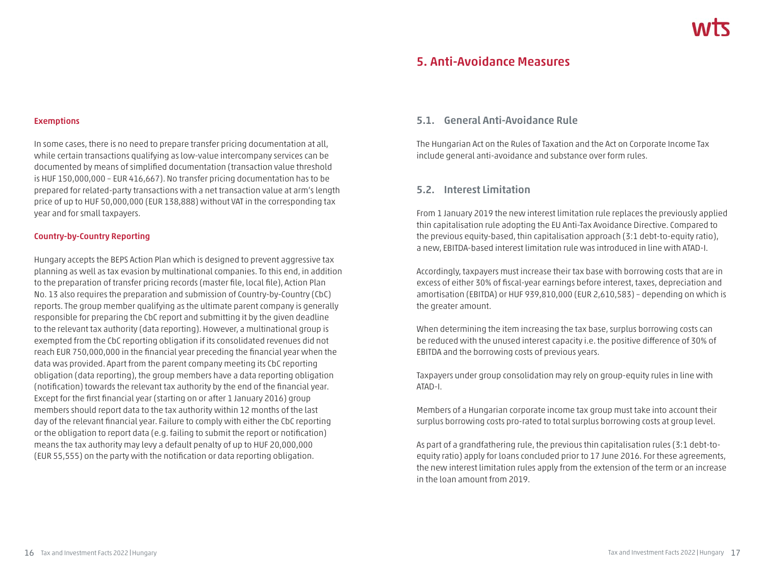#### Exemptions

In some cases, there is no need to prepare transfer pricing documentation at all, while certain transactions qualifying as low-value intercompany services can be documented by means of simplified documentation (transaction value threshold is HUF 150,000,000 – EUR 416,667). No transfer pricing documentation has to be prepared for related-party transactions with a net transaction value at arm's length price of up to HUF 50,000,000 (EUR 138,888) without VAT in the corresponding tax year and for small taxpayers.

#### Country-by-Country Reporting

Hungary accepts the BEPS Action Plan which is designed to prevent aggressive tax planning as well as tax evasion by multinational companies. To this end, in addition to the preparation of transfer pricing records (master file, local file), Action Plan No. 13 also requires the preparation and submission of Country-by-Country (CbC) reports. The group member qualifying as the ultimate parent company is generally responsible for preparing the CbC report and submitting it by the given deadline to the relevant tax authority (data reporting). However, a multinational group is exempted from the CbC reporting obligation if its consolidated revenues did not reach EUR 750,000,000 in the financial year preceding the financial year when the data was provided. Apart from the parent company meeting its CbC reporting obligation (data reporting), the group members have a data reporting obligation (notification) towards the relevant tax authority by the end of the financial year. Except for the first financial year (starting on or after 1 January 2016) group members should report data to the tax authority within 12 months of the last day of the relevant financial year. Failure to comply with either the CbC reporting or the obligation to report data (e.g. failing to submit the report or notification) means the tax authority may levy a default penalty of up to HUF 20,000,000 (EUR 55,555) on the party with the notification or data reporting obligation.

## 5. Anti-Avoidance Measures

### 5.1. General Anti-Avoidance Rule

The Hungarian Act on the Rules of Taxation and the Act on Corporate Income Tax include general anti-avoidance and substance over form rules.

### 5.2. Interest Limitation

From 1 January 2019 the new interest limitation rule replaces the previously applied thin capitalisation rule adopting the EU Anti-Tax Avoidance Directive. Compared to the previous equity-based, thin capitalisation approach (3:1 debt-to-equity ratio), a new, EBITDA-based interest limitation rule was introduced in line with ATAD-I.

Accordingly, taxpayers must increase their tax base with borrowing costs that are in excess of either 30% of fiscal-year earnings before interest, taxes, depreciation and amortisation (EBITDA) or HUF 939,810,000 (EUR 2,610,583) – depending on which is the greater amount.

When determining the item increasing the tax base, surplus borrowing costs can be reduced with the unused interest capacity i.e. the positive difference of 30% of EBITDA and the borrowing costs of previous years.

Taxpayers under group consolidation may rely on group-equity rules in line with ATAD-I.

Members of a Hungarian corporate income tax group must take into account their surplus borrowing costs pro-rated to total surplus borrowing costs at group level.

As part of a grandfathering rule, the previous thin capitalisation rules (3:1 debt-to-equity ratio) apply for loans concluded prior to 17 June 2016. For these agreements, the new interest limitation rules apply from the extension of the term or an increase in the loan amount from 2019.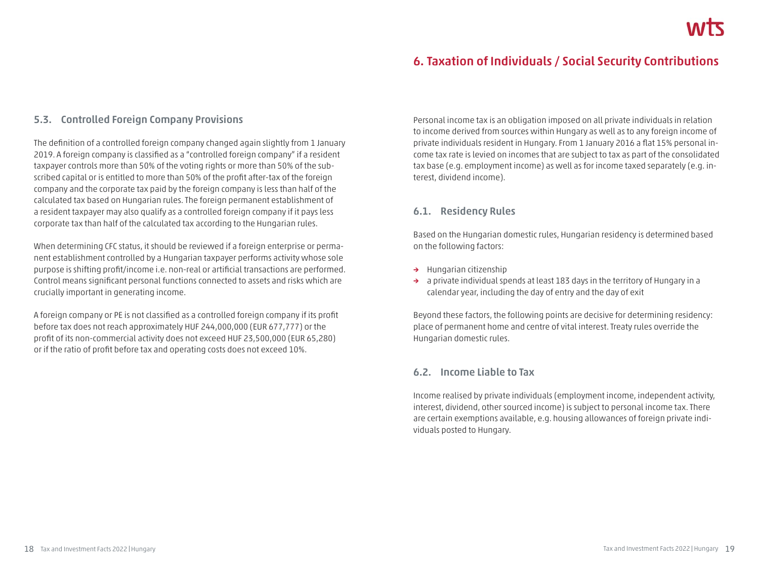### 5.3. Controlled Foreign Company Provisions

The definition of a controlled foreign company changed again slightly from 1 January 2019. A foreign company is classified as a "controlled foreign company" if a resident taxpayer controls more than 50% of the voting rights or more than 50% of the subscribed capital or is entitled to more than 50% of the profit after-tax of the foreign company and the corporate tax paid by the foreign company is less than half of the calculated tax based on Hungarian rules. The foreign permanent establishment of a resident taxpayer may also qualify as a controlled foreign company if it pays less corporate tax than half of the calculated tax according to the Hungarian rules.

When determining CFC status, it should be reviewed if a foreign enterprise or permanent establishment controlled by a Hungarian taxpayer performs activity whose sole purpose is shifting profit/income i.e. non-real or artificial transactions are performed. Control means significant personal functions connected to assets and risks which are crucially important in generating income.

A foreign company or PE is not classified as a controlled foreign company if its profit before tax does not reach approximately HUF 244,000,000 (EUR 677,777) or the profit of its non-commercial activity does not exceed HUF 23,500,000 (EUR 65,280) or if the ratio of profit before tax and operating costs does not exceed 10%.

## 6. Taxation of Individuals / Social Security Contributions

Personal income tax is an obligation imposed on all private individuals in relation to income derived from sources within Hungary as well as to any foreign income of private individuals resident in Hungary. From 1 January 2016 a flat 15% personal income tax rate is levied on incomes that are subject to tax as part of the consolidated tax base (e.g. employment income) as well as for income taxed separately (e.g. interest, dividend income).

### 6.1. Residency Rules

Based on the Hungarian domestic rules, Hungarian residency is determined based on the following factors:

- Hungarian citizenship
- a private individual spends at least 183 days in the territory of Hungary in a calendar year, including the day of entry and the day of exit

Beyond these factors, the following points are decisive for determining residency: place of permanent home and centre of vital interest. Treaty rules override the Hungarian domestic rules.

### 6.2. Income Liable to Tax

Income realised by private individuals (employment income, independent activity, interest, dividend, other sourced income) is subject to personal income tax. There are certain exemptions available, e.g. housing allowances of foreign private individuals posted to Hungary.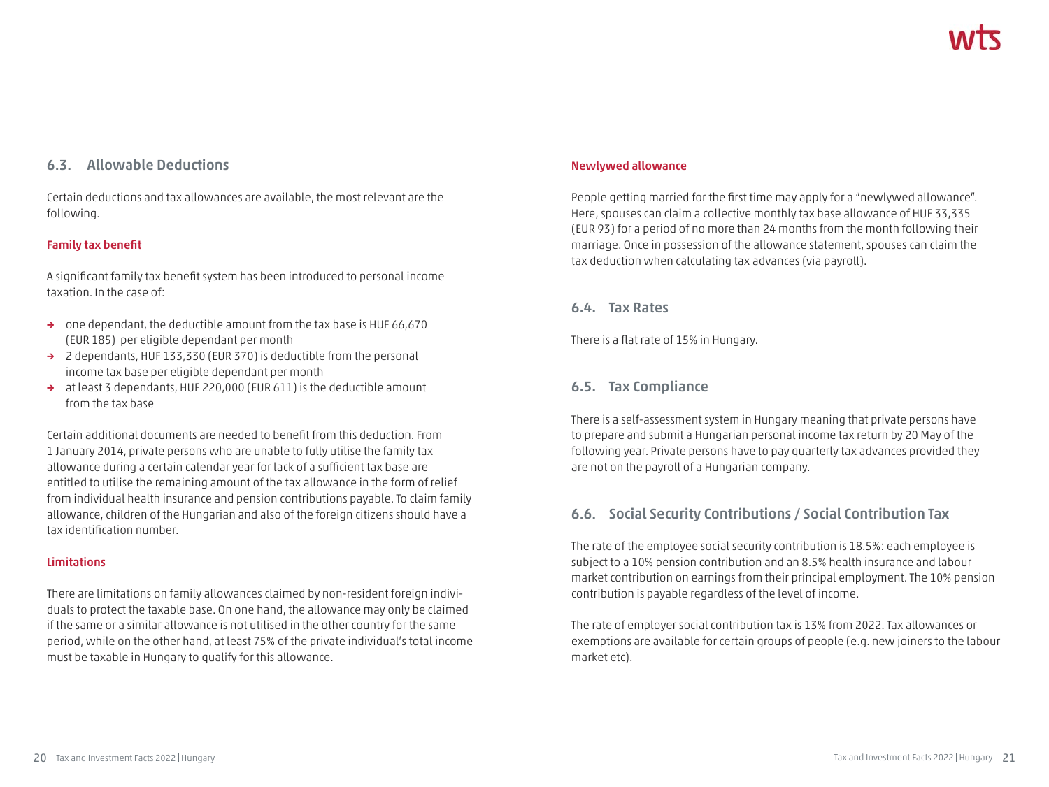## 6.3. Allowable Deductions

Certain deductions and tax allowances are available, the most relevant are the following.

### Family tax benefit

A significant family tax benefit system has been introduced to personal income taxation. In the case of:

- one dependant, the deductible amount from the tax base is HUF 66,670 (EUR 185) per eligible dependant per month
- 2 dependants, HUF 133,330 (EUR 370) is deductible from the personal income tax base per eligible dependant per month
- at least 3 dependants, HUF 220,000 (EUR 611) is the deductible amount from the tax base

Certain additional documents are needed to benefit from this deduction. From 1 January 2014, private persons who are unable to fully utilise the family tax allowance during a certain calendar year for lack of a sufficient tax base are entitled to utilise the remaining amount of the tax allowance in the form of relief from individual health insurance and pension contributions payable. To claim family allowance, children of the Hungarian and also of the foreign citizens should have a tax identification number.

### Limitations

There are limitations on family allowances claimed by non-resident foreign individuals to protect the taxable base. On one hand, the allowance may only be claimed if the same or a similar allowance is not utilised in the other country for the same period, while on the other hand, at least 75% of the private individual's total income must be taxable in Hungary to qualify for this allowance.

### Newlywed allowance

People getting married for the first time may apply for a "newlywed allowance". Here, spouses can claim a collective monthly tax base allowance of HUF 33,335 (EUR 93) for a period of no more than 24 months from the month following their marriage. Once in possession of the allowance statement, spouses can claim the tax deduction when calculating tax advances (via payroll).

## 6.4. Tax Rates

There is a flat rate of 15% in Hungary.

## 6.5. Tax Compliance

There is a self-assessment system in Hungary meaning that private persons have to prepare and submit a Hungarian personal income tax return by 20 May of the following year. Private persons have to pay quarterly tax advances provided they are not on the payroll of a Hungarian company.

## 6.6. Social Security Contributions / Social Contribution Tax

The rate of the employee social security contribution is 18.5%: each employee is subject to a 10% pension contribution and an 8.5% health insurance and labour market contribution on earnings from their principal employment. The 10% pension contribution is payable regardless of the level of income.

The rate of employer social contribution tax is 13% from 2022. Tax allowances or exemptions are available for certain groups of people (e.g. new joiners to the labour market etc).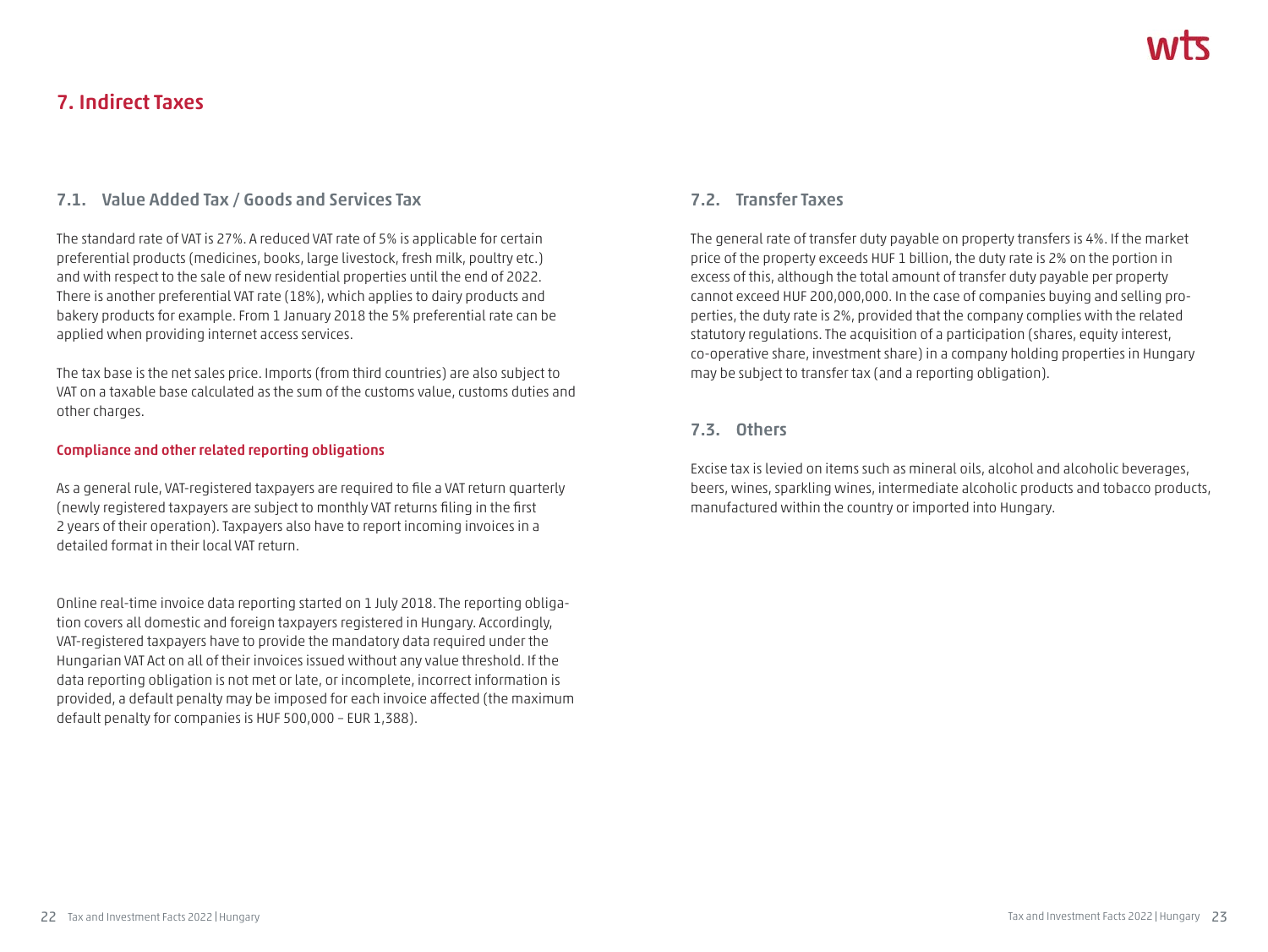# 7. Indirect Taxes

## 7.1. Value Added Tax / Goods and Services Tax

The standard rate of VAT is 27%. A reduced VAT rate of 5% is applicable for certain preferential products (medicines, books, large livestock, fresh milk, poultry etc.) and with respect to the sale of new residential properties until the end of 2022. There is another preferential VAT rate (18%), which applies to dairy products and bakery products for example. From 1 January 2018 the 5% preferential rate can be applied when providing internet access services.

The tax base is the net sales price. Imports (from third countries) are also subject to VAT on a taxable base calculated as the sum of the customs value, customs duties and other charges.

### Compliance and other related reporting obligations

As a general rule, VAT-registered taxpayers are required to file a VAT return quarterly (newly registered taxpayers are subject to monthly VAT returns filing in the first 2 years of their operation). Taxpayers also have to report incoming invoices in a detailed format in their local VAT return.

Online real-time invoice data reporting started on 1 July 2018. The reporting obligation covers all domestic and foreign taxpayers registered in Hungary. Accordingly, VAT-registered taxpayers have to provide the mandatory data required under the Hungarian VAT Act on all of their invoices issued without any value threshold. If the data reporting obligation is not met or late, or incomplete, incorrect information is provided, a default penalty may be imposed for each invoice affected (the maximum default penalty for companies is HUF 500,000 – EUR 1,388).

## 7.2. Transfer Taxes

The general rate of transfer duty payable on property transfers is 4%. If the market price of the property exceeds HUF 1 billion, the duty rate is 2% on the portion in excess of this, although the total amount of transfer duty payable per property cannot exceed HUF 200,000,000. In the case of companies buying and selling properties, the duty rate is 2%, provided that the company complies with the related statutory regulations. The acquisition of a participation (shares, equity interest, co-operative share, investment share) in a company holding properties in Hungary may be subject to transfer tax (and a reporting obligation).

## 7.3. Others

Excise tax is levied on items such as mineral oils, alcohol and alcoholic beverages, beers, wines, sparkling wines, intermediate alcoholic products and tobacco products, manufactured within the country or imported into Hungary.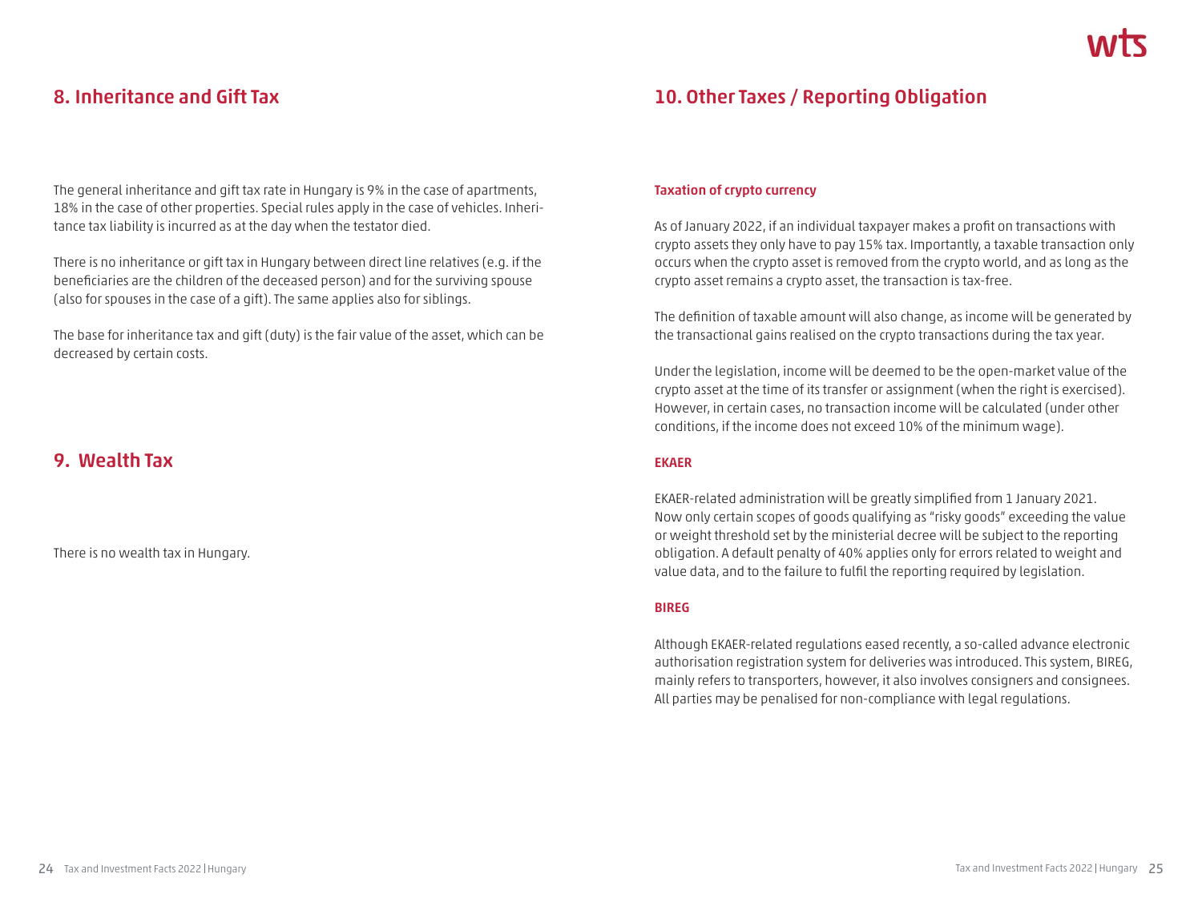## 8. Inheritance and Gift Tax

The general inheritance and gift tax rate in Hungary is 9% in the case of apartments, 18% in the case of other properties. Special rules apply in the case of vehicles. Inheritance tax liability is incurred as at the day when the testator died.

There is no inheritance or gift tax in Hungary between direct line relatives (e.g. if the beneficiaries are the children of the deceased person) and for the surviving spouse (also for spouses in the case of a gift). The same applies also for siblings.

The base for inheritance tax and gift (duty) is the fair value of the asset, which can be decreased by certain costs.

## 9. Wealth Tax

There is no wealth tax in Hungary.

## 10. Other Taxes / Reporting Obligation

#### Taxation of crypto currency

As of January 2022, if an individual taxpayer makes a profit on transactions with crypto assets they only have to pay 15% tax. Importantly, a taxable transaction only occurs when the crypto asset is removed from the crypto world, and as long as the crypto asset remains a crypto asset, the transaction is tax-free.

The definition of taxable amount will also change, as income will be generated by the transactional gains realised on the crypto transactions during the tax year.

Under the legislation, income will be deemed to be the open-market value of the crypto asset at the time of its transfer or assignment (when the right is exercised). However, in certain cases, no transaction income will be calculated (under other conditions, if the income does not exceed 10% of the minimum wage).

#### EKAER

EKAER-related administration will be greatly simplified from 1 January 2021. Now only certain scopes of goods qualifying as "risky goods" exceeding the value or weight threshold set by the ministerial decree will be subject to the reporting obligation. A default penalty of 40% applies only for errors related to weight and value data, and to the failure to fulfil the reporting required by legislation.

#### BIREG

Although EKAER-related regulations eased recently, a so-called advance electronic authorisation registration system for deliveries was introduced. This system, BIREG, mainly refers to transporters, however, it also involves consigners and consignees. All parties may be penalised for non-compliance with legal regulations.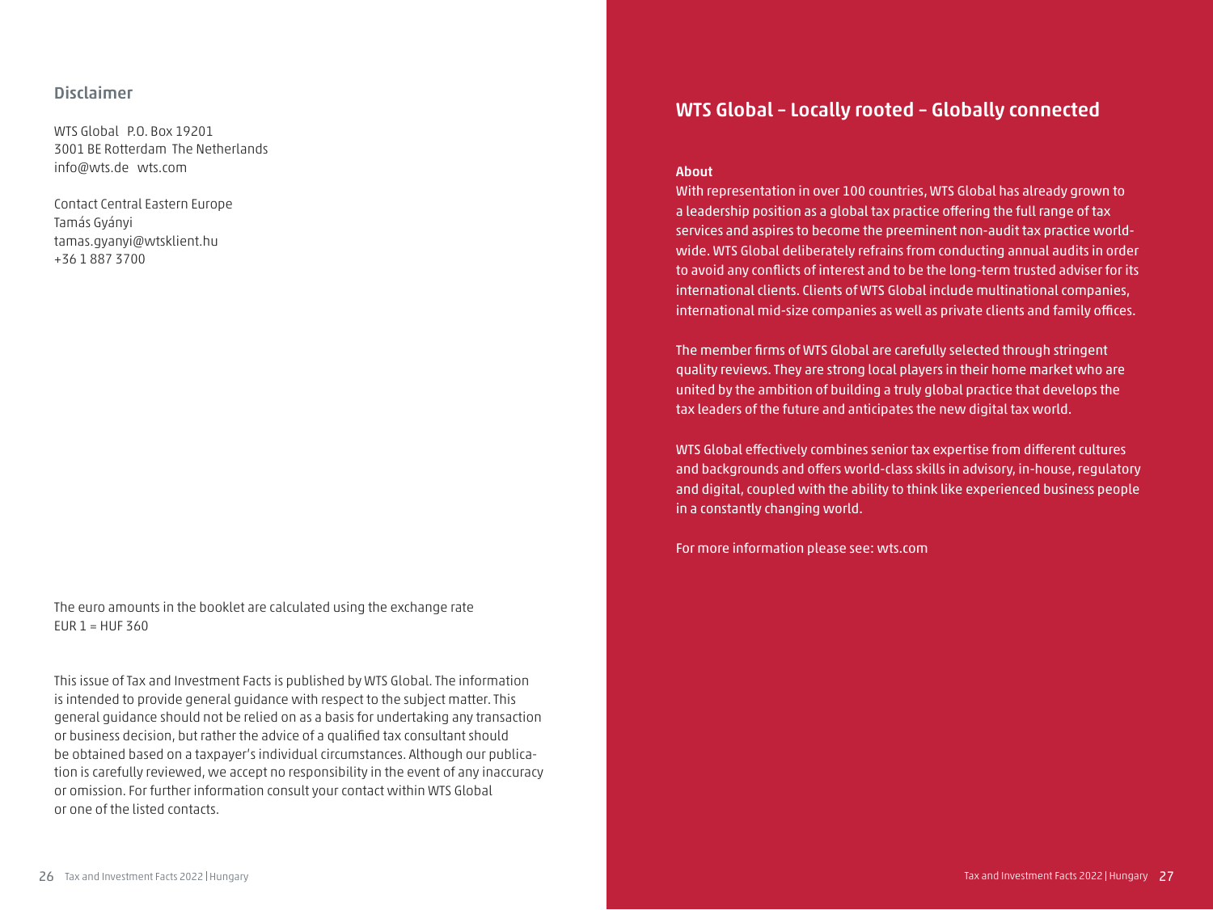## Disclaimer

WTS Global P.O. Box 19201
3001 BE Rotterdam The Netherlands
info@wts.de wts.com

Contact Central Eastern Europe
Tamás Gyányi
tamas.gyanyi@wtsklient.hu
+36 1 887 3700

The euro amounts in the booklet are calculated using the exchange rate
EUR 1 = HUF 360

This issue of Tax and Investment Facts is published by WTS Global. The information is intended to provide general guidance with respect to the subject matter. This general guidance should not be relied on as a basis for undertaking any transaction or business decision, but rather the advice of a qualified tax consultant should be obtained based on a taxpayer's individual circumstances. Although our publication is carefully reviewed, we accept no responsibility in the event of any inaccuracy or omission. For further information consult your contact within WTS Global or one of the listed contacts.

## WTS Global – Locally rooted – Globally connected

**About**

With representation in over 100 countries, WTS Global has already grown to a leadership position as a global tax practice offering the full range of tax services and aspires to become the preeminent non-audit tax practice worldwide. WTS Global deliberately refrains from conducting annual audits in order to avoid any conflicts of interest and to be the long-term trusted adviser for its international clients. Clients of WTS Global include multinational companies, international mid-size companies as well as private clients and family offices.

The member firms of WTS Global are carefully selected through stringent quality reviews. They are strong local players in their home market who are united by the ambition of building a truly global practice that develops the tax leaders of the future and anticipates the new digital tax world.

WTS Global effectively combines senior tax expertise from different cultures and backgrounds and offers world-class skills in advisory, in-house, regulatory and digital, coupled with the ability to think like experienced business people in a constantly changing world.

For more information please see: wts.com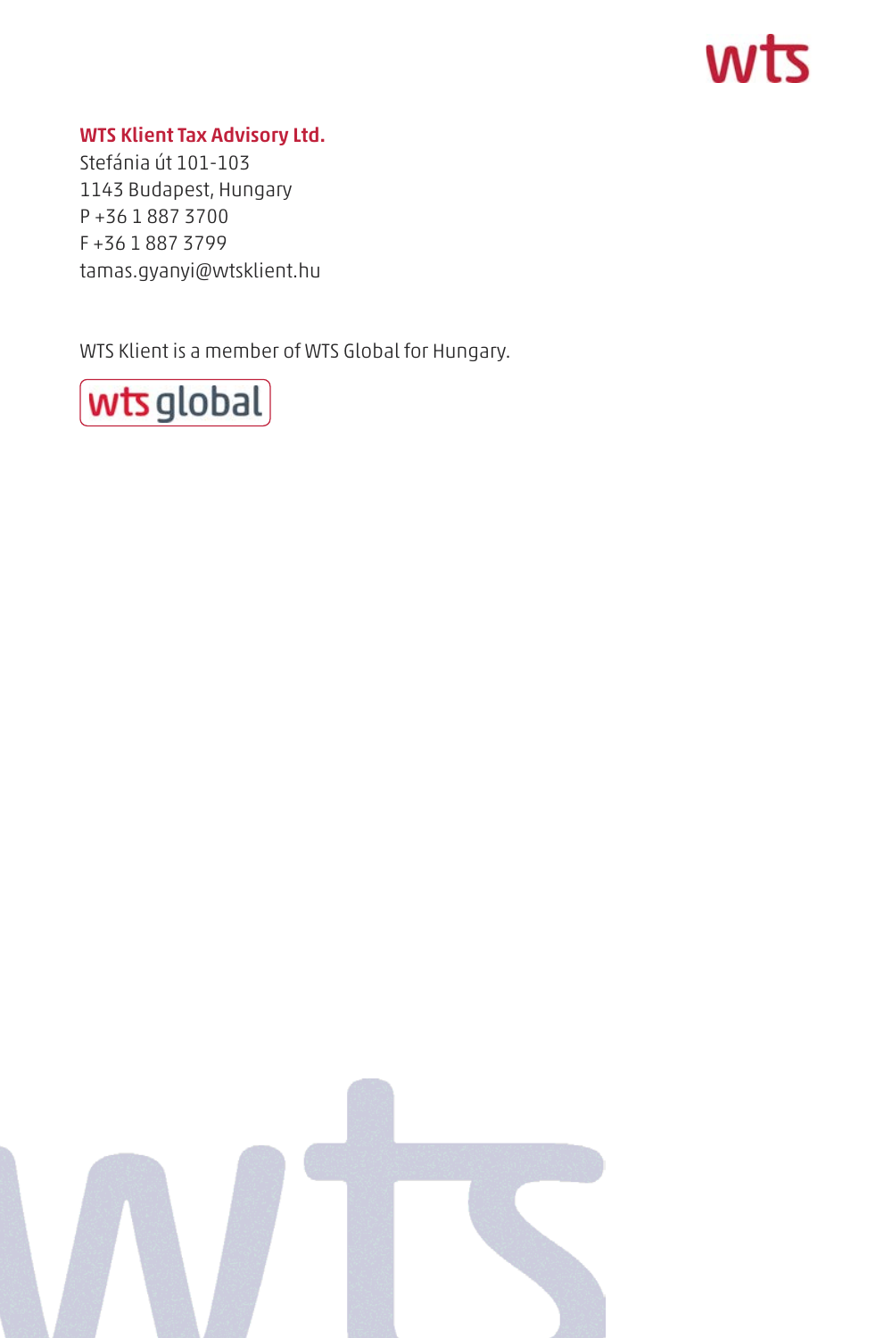**WTS Klient Tax Advisory Ltd.**
Stefánia út 101-103
1143 Budapest, Hungary
P +36 1 887 3700
F +36 1 887 3799
tamas.gyanyi@wtsklient.hu

WTS Klient is a member of WTS Global for Hungary.